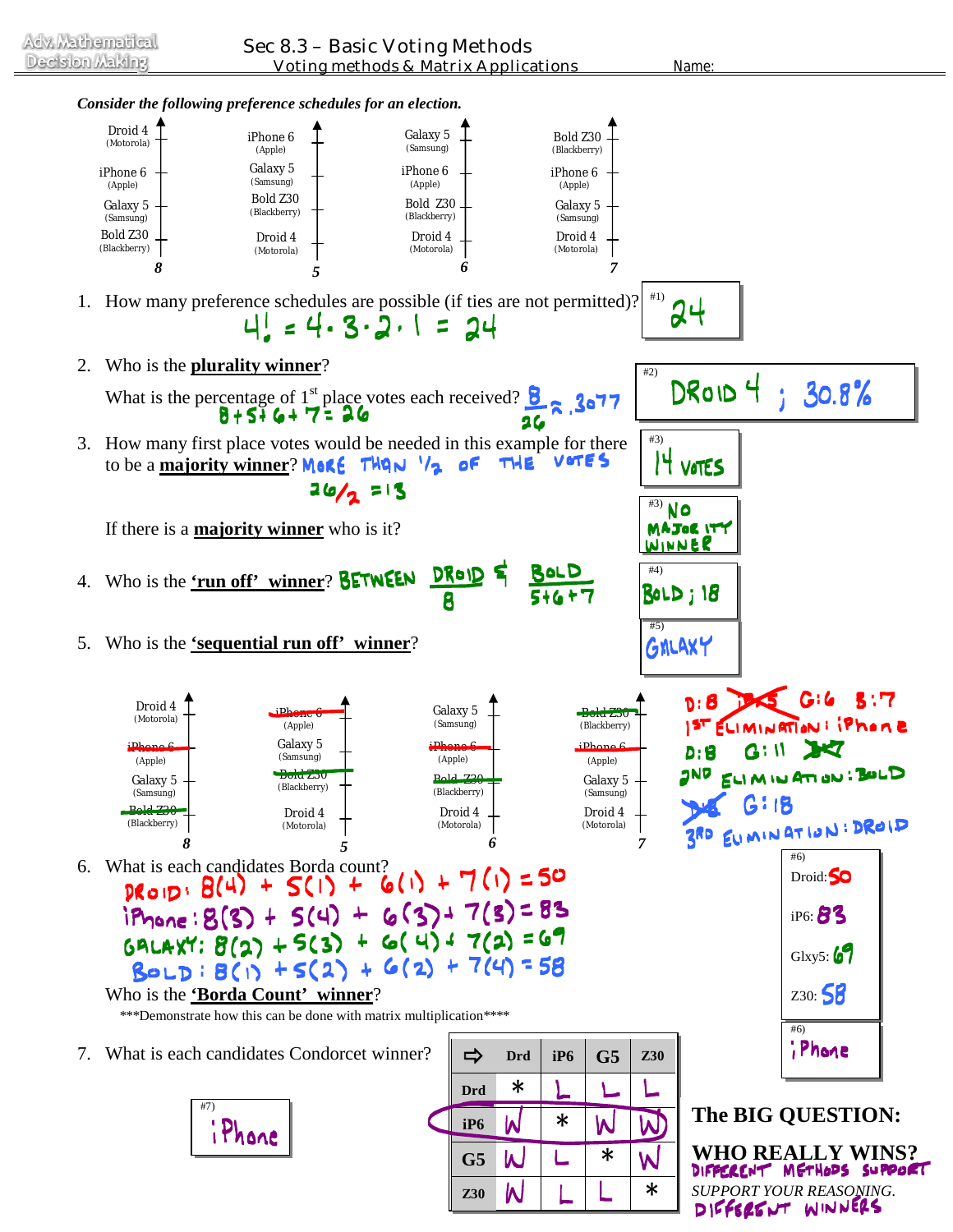Adv. Mathematical Decision Making

# Sec 8.3 – Basic Voting Methods

## Voting methods & Matrix Applications

Name:

***Consider the following preference schedules for an election.***

| 8 | 5 | 6 | 7 |
|---|---|---|---|
| Droid 4 (Motorola) | iPhone 6 (Apple) | Galaxy 5 (Samsung) | Bold Z30 (Blackberry) |
| iPhone 6 (Apple) | Galaxy 5 (Samsung) | iPhone 6 (Apple) | iPhone 6 (Apple) |
| Galaxy 5 (Samsung) | Bold Z30 (Blackberry) | Bold Z30 (Blackberry) | Galaxy 5 (Samsung) |
| Bold Z30 (Blackberry) | Droid 4 (Motorola) | Droid 4 (Motorola) | Droid 4 (Motorola) |

1. How many preference schedules are possible (if ties are not permitted)?

   $4! = 4 \cdot 3 \cdot 2 \cdot 1 = 24$

   #1) 24

2. Who is the **plurality winner**?

   What is the percentage of 1st place votes each received? $\frac{8}{26} \approx .3077$

   $8+5+6+7=26$

   #2) DROID 4 ; 30.8%

3. How many first place votes would be needed in this example for there to be a **majority winner**? MORE THAN 1/2 OF THE VOTES

   $26/2 = 13$

   #3) 14 VOTES

   If there is a **majority winner** who is it?

   #3) NO MAJORITY WINNER

4. Who is the **'run off' winner**? BETWEEN DROID & BOLD

   $8$ &nbsp;&nbsp; $5+6+7$

   #4) BOLD ; 18

5. Who is the **'sequential run off' winner**?

   #5) GALAXY

| 8 | 5 | 6 | 7 |
|---|---|---|---|
| Droid 4 (Motorola) | ~~iPhone 6~~ (Apple) | Galaxy 5 (Samsung) | ~~Bold Z30~~ (Blackberry) |
| ~~iPhone 6~~ (Apple) | Galaxy 5 (Samsung) | ~~iPhone 6~~ (Apple) | ~~iPhone 6~~ (Apple) |
| Galaxy 5 (Samsung) | ~~Bold Z30~~ (Blackberry) | ~~Bold Z30~~ (Blackberry) | Galaxy 5 (Samsung) |
| ~~Bold Z30~~ (Blackberry) | Droid 4 (Motorola) | Droid 4 (Motorola) | Droid 4 (Motorola) |

D:8 ~~iP:5~~ G:6 B:7
1ST ELIMINATION: iPhone

D:8 G:11 ~~B:7~~
2ND ELIMINATION: BOLD

~~D:8~~ G:18
3RD ELIMINATION: DROID

6. What is each candidates Borda count?

   DROID: $8(4) + 5(1) + 6(1) + 7(1) = 50$

   iPhone: $8(3) + 5(4) + 6(3) + 7(3) = 83$

   GALAXY: $8(2) + 5(3) + 6(4) + 7(2) = 69$

   BOLD: $8(1) + 5(2) + 6(2) + 7(4) = 58$

   #6) Droid: 50; iP6: 83; Glxy5: 69; Z30: 58

   Who is the **'Borda Count' winner**?

   ***Demonstrate how this can be done with matrix multiplication****

   #6) iPhone

7. What is each candidates Condorcet winner?

   #7) iPhone

| ⇨ | Drd | iP6 | G5 | Z30 |
|---|---|---|---|---|
| Drd | * | L | L | L |
| iP6 | W | * | W | W |
| G5 | W | L | * | W |
| Z30 | W | L | L | * |

**The BIG QUESTION:**

**WHO REALLY WINS?** DIFFERENT METHODS SUPPORT

SUPPORT YOUR REASONING. DIFFERENT WINNERS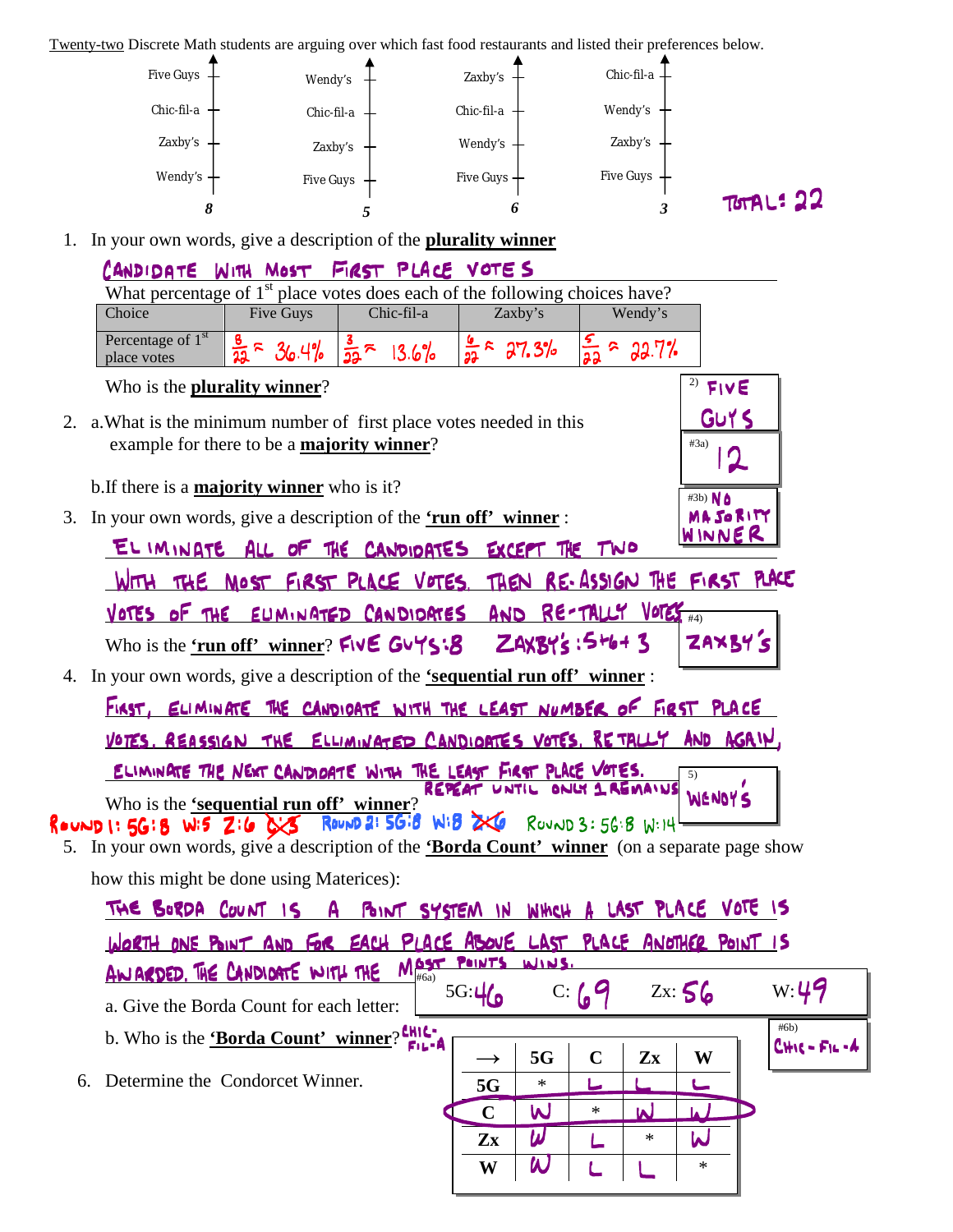Twenty-two Discrete Math students are arguing over which fast food restaurants and listed their preferences below.

| | | | |
|---|---|---|---|
| Five Guys | Wendy's | Zaxby's | Chic-fil-a |
| Chic-fil-a | Chic-fil-a | Chic-fil-a | Wendy's |
| Zaxby's | Zaxby's | Wendy's | Zaxby's |
| Wendy's | Five Guys | Five Guys | Five Guys |
| **8** | **5** | **6** | **3** |

TOTAL: 22

1. In your own words, give a description of the **plurality winner**

   CANDIDATE WITH MOST FIRST PLACE VOTES

   What percentage of 1st place votes does each of the following choices have?

| Choice | Five Guys | Chic-fil-a | Zaxby's | Wendy's |
|---|---|---|---|---|
| Percentage of 1st place votes | $\frac{8}{22} \approx 36.4\%$ | $\frac{3}{22} \approx 13.6\%$ | $\frac{6}{22} \approx 27.3\%$ | $\frac{5}{22} \approx 22.7\%$ |

   Who is the **plurality winner**?

   2) FIVE GUYS

2. a. What is the minimum number of first place votes needed in this example for there to be a **majority winner**?

   #3a) 12

   b. If there is a **majority winner** who is it?

   #3b) NO MAJORITY WINNER

3. In your own words, give a description of the **'run off' winner** :

   ELIMINATE ALL OF THE CANDIDATES EXCEPT THE TWO WITH THE MOST FIRST PLACE VOTES. THEN RE-ASSIGN THE FIRST PLACE VOTES OF THE ELIMINATED CANDIDATES AND RE-TALLY VOTES

   Who is the **'run off' winner**? FIVE GUYS: 8 ZAXBY'S: 5+6+3

   #4) ZAXBY'S

4. In your own words, give a description of the **'sequential run off' winner** :

   FIRST, ELIMINATE THE CANDIDATE WITH THE LEAST NUMBER OF FIRST PLACE VOTES. REASSIGN THE ELLIMINATED CANDIDATES VOTES. RETALLY AND AGAIN, ELIMINATE THE NEXT CANDIDATE WITH THE LEAST FIRST PLACE VOTES. REPEAT UNTIL ONLY 1 REMAINS

   Who is the **'sequential run off' winner**?

   5) WENDY'S

   ROUND 1: 5G: 8 W: 5 Z: 6 C: 3 ROUND 2: 5G: 8 W: 8 Z: 6 ROUND 3: 5G: 8 W: 14

5. In your own words, give a description of the **'Borda Count' winner** (on a separate page show how this might be done using Materices):

   THE BORDA COUNT IS A POINT SYSTEM IN WHICH A LAST PLACE VOTE IS WORTH ONE POINT AND FOR EACH PLACE ABOVE LAST PLACE ANOTHER POINT IS AWARDED. THE CANDIDATE WITH THE MOST POINTS WINS.

   a. Give the Borda Count for each letter:

   #6a) 5G: 46 C: 69 Zx: 56 W: 49

   b. Who is the **'Borda Count' winner**? CHIC-FIL-A

   #6b) CHIC-FIL-A

6. Determine the Condorcet Winner.

| → | 5G | C | Zx | W |
|---|---|---|---|---|
| 5G | * | L | L | L |
| C | W | * | W | W |
| Zx | W | L | * | W |
| W | W | L | L | * |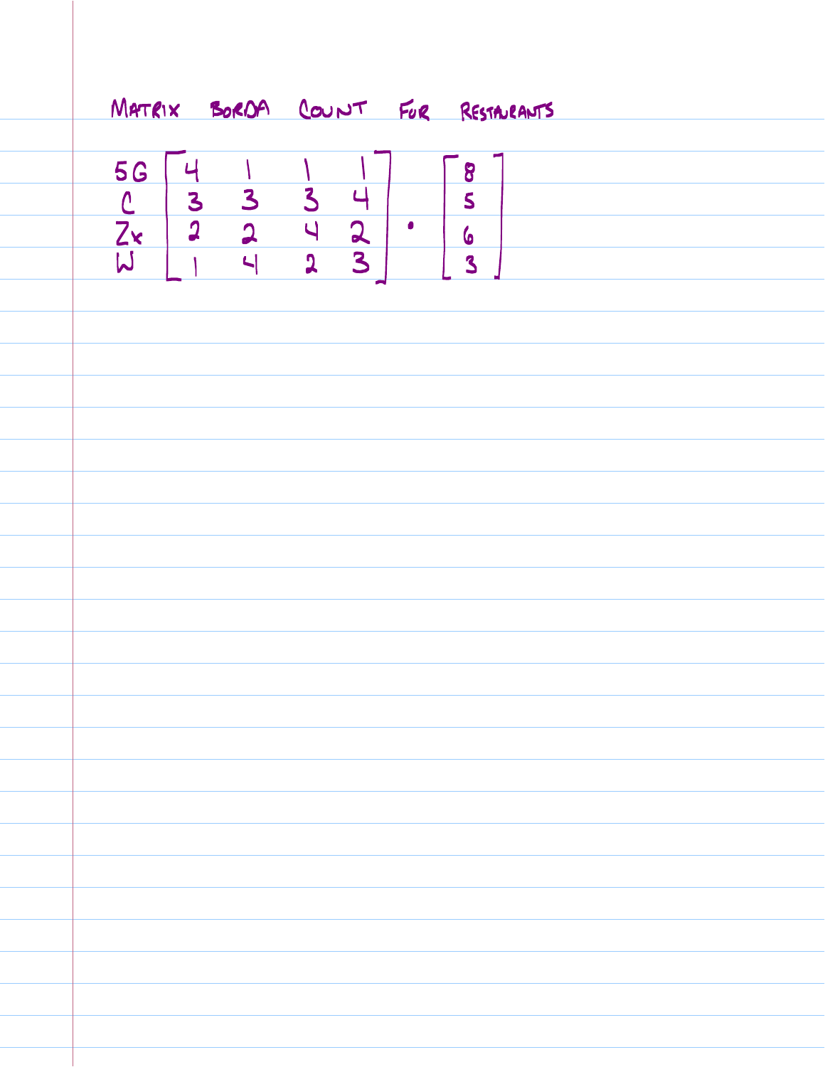# MATRIX BORDA COUNT FOR RESTAURANTS

$$
\begin{matrix} 5G \\ C \\ Zx \\ W \end{matrix}
\begin{bmatrix} 4 & 1 & 1 & 1 \\ 3 & 3 & 3 & 4 \\ 2 & 2 & 4 & 2 \\ 1 & 4 & 2 & 3 \end{bmatrix}
\cdot
\begin{bmatrix} 8 \\ 5 \\ 6 \\ 3 \end{bmatrix}
$$